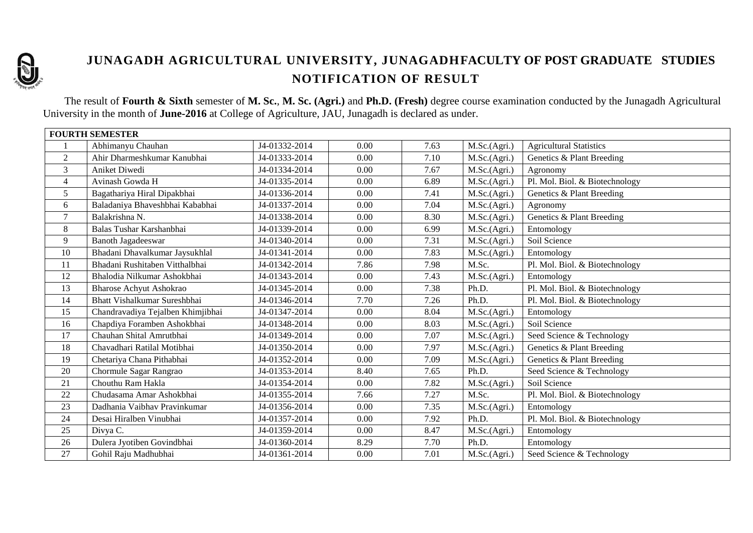# JUNAGADH AGRICULTURAL UNIVERSITY, JUNAGADHFACULTY OF POST GRADUATE STUDIES

## NOTIFICATION OF RESULT

The result of **Fourth & Sixth** semester of **M. Sc.**, **M. Sc. (Agri.)** and **Ph.D. (Fresh)** degree course examination conducted by the Junagadh Agricultural University in the month of **June-2016** at College of Agriculture, JAU, Junagadh is declared as under.

| **FOURTH SEMESTER** | | | | | | |
|---|---|---|---|---|---|---|
| 1 | Abhimanyu Chauhan | J4-01332-2014 | 0.00 | 7.63 | M.Sc.(Agri.) | Agricultural Statistics |
| 2 | Ahir Dharmeshkumar Kanubhai | J4-01333-2014 | 0.00 | 7.10 | M.Sc.(Agri.) | Genetics & Plant Breeding |
| 3 | Aniket Diwedi | J4-01334-2014 | 0.00 | 7.67 | M.Sc.(Agri.) | Agronomy |
| 4 | Avinash Gowda H | J4-01335-2014 | 0.00 | 6.89 | M.Sc.(Agri.) | Pl. Mol. Biol. & Biotechnology |
| 5 | Bagathariya Hiral Dipakbhai | J4-01336-2014 | 0.00 | 7.41 | M.Sc.(Agri.) | Genetics & Plant Breeding |
| 6 | Baladaniya Bhaveshbhai Kababhai | J4-01337-2014 | 0.00 | 7.04 | M.Sc.(Agri.) | Agronomy |
| 7 | Balakrishna N. | J4-01338-2014 | 0.00 | 8.30 | M.Sc.(Agri.) | Genetics & Plant Breeding |
| 8 | Balas Tushar Karshanbhai | J4-01339-2014 | 0.00 | 6.99 | M.Sc.(Agri.) | Entomology |
| 9 | Banoth Jagadeeswar | J4-01340-2014 | 0.00 | 7.31 | M.Sc.(Agri.) | Soil Science |
| 10 | Bhadani Dhavalkumar Jaysukhlal | J4-01341-2014 | 0.00 | 7.83 | M.Sc.(Agri.) | Entomology |
| 11 | Bhadani Rushitaben Vitthalbhai | J4-01342-2014 | 7.86 | 7.98 | M.Sc. | Pl. Mol. Biol. & Biotechnology |
| 12 | Bhalodia Nilkumar Ashokbhai | J4-01343-2014 | 0.00 | 7.43 | M.Sc.(Agri.) | Entomology |
| 13 | Bharose Achyut Ashokrao | J4-01345-2014 | 0.00 | 7.38 | Ph.D. | Pl. Mol. Biol. & Biotechnology |
| 14 | Bhatt Vishalkumar Sureshbhai | J4-01346-2014 | 7.70 | 7.26 | Ph.D. | Pl. Mol. Biol. & Biotechnology |
| 15 | Chandravadiya Tejalben Khimjibhai | J4-01347-2014 | 0.00 | 8.04 | M.Sc.(Agri.) | Entomology |
| 16 | Chapdiya Foramben Ashokbhai | J4-01348-2014 | 0.00 | 8.03 | M.Sc.(Agri.) | Soil Science |
| 17 | Chauhan Shital Amrutbhai | J4-01349-2014 | 0.00 | 7.07 | M.Sc.(Agri.) | Seed Science & Technology |
| 18 | Chavadhari Ratilal Motibhai | J4-01350-2014 | 0.00 | 7.97 | M.Sc.(Agri.) | Genetics & Plant Breeding |
| 19 | Chetariya Chana Pithabhai | J4-01352-2014 | 0.00 | 7.09 | M.Sc.(Agri.) | Genetics & Plant Breeding |
| 20 | Chormule Sagar Rangrao | J4-01353-2014 | 8.40 | 7.65 | Ph.D. | Seed Science & Technology |
| 21 | Chouthu Ram Hakla | J4-01354-2014 | 0.00 | 7.82 | M.Sc.(Agri.) | Soil Science |
| 22 | Chudasama Amar Ashokbhai | J4-01355-2014 | 7.66 | 7.27 | M.Sc. | Pl. Mol. Biol. & Biotechnology |
| 23 | Dadhania Vaibhav Pravinkumar | J4-01356-2014 | 0.00 | 7.35 | M.Sc.(Agri.) | Entomology |
| 24 | Desai Hiralben Vinubhai | J4-01357-2014 | 0.00 | 7.92 | Ph.D. | Pl. Mol. Biol. & Biotechnology |
| 25 | Divya C. | J4-01359-2014 | 0.00 | 8.47 | M.Sc.(Agri.) | Entomology |
| 26 | Dulera Jyotiben Govindbhai | J4-01360-2014 | 8.29 | 7.70 | Ph.D. | Entomology |
| 27 | Gohil Raju Madhubhai | J4-01361-2014 | 0.00 | 7.01 | M.Sc.(Agri.) | Seed Science & Technology |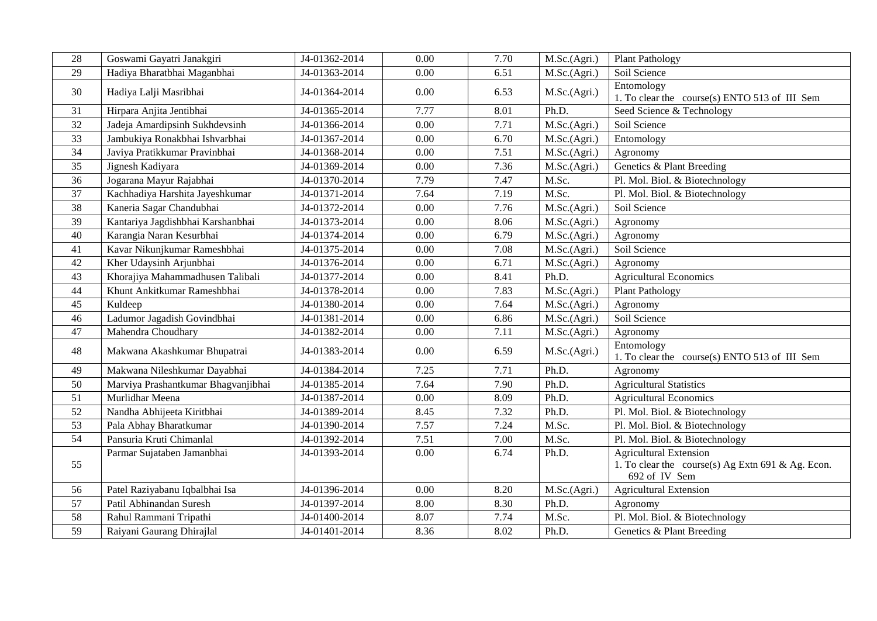| 28 | Goswami Gayatri Janakgiri | J4-01362-2014 | 0.00 | 7.70 | M.Sc.(Agri.) | Plant Pathology |
|---|---|---|---|---|---|---|
| 29 | Hadiya Bharatbhai Maganbhai | J4-01363-2014 | 0.00 | 6.51 | M.Sc.(Agri.) | Soil Science |
| 30 | Hadiya Lalji Masribhai | J4-01364-2014 | 0.00 | 6.53 | M.Sc.(Agri.) | Entomology<br>1. To clear the course(s) ENTO 513 of III Sem |
| 31 | Hirpara Anjita Jentibhai | J4-01365-2014 | 7.77 | 8.01 | Ph.D. | Seed Science & Technology |
| 32 | Jadeja Amardipsinh Sukhdevsinh | J4-01366-2014 | 0.00 | 7.71 | M.Sc.(Agri.) | Soil Science |
| 33 | Jambukiya Ronakbhai Ishvarbhai | J4-01367-2014 | 0.00 | 6.70 | M.Sc.(Agri.) | Entomology |
| 34 | Javiya Pratikkumar Pravinbhai | J4-01368-2014 | 0.00 | 7.51 | M.Sc.(Agri.) | Agronomy |
| 35 | Jignesh Kadiyara | J4-01369-2014 | 0.00 | 7.36 | M.Sc.(Agri.) | Genetics & Plant Breeding |
| 36 | Jogarana Mayur Rajabhai | J4-01370-2014 | 7.79 | 7.47 | M.Sc. | Pl. Mol. Biol. & Biotechnology |
| 37 | Kachhadiya Harshita Jayeshkumar | J4-01371-2014 | 7.64 | 7.19 | M.Sc. | Pl. Mol. Biol. & Biotechnology |
| 38 | Kaneria Sagar Chandubhai | J4-01372-2014 | 0.00 | 7.76 | M.Sc.(Agri.) | Soil Science |
| 39 | Kantariya Jagdishbhai Karshanbhai | J4-01373-2014 | 0.00 | 8.06 | M.Sc.(Agri.) | Agronomy |
| 40 | Karangia Naran Kesurbhai | J4-01374-2014 | 0.00 | 6.79 | M.Sc.(Agri.) | Agronomy |
| 41 | Kavar Nikunjkumar Rameshbhai | J4-01375-2014 | 0.00 | 7.08 | M.Sc.(Agri.) | Soil Science |
| 42 | Kher Udaysinh Arjunbhai | J4-01376-2014 | 0.00 | 6.71 | M.Sc.(Agri.) | Agronomy |
| 43 | Khorajiya Mahammadhusen Talibali | J4-01377-2014 | 0.00 | 8.41 | Ph.D. | Agricultural Economics |
| 44 | Khunt Ankitkumar Rameshbhai | J4-01378-2014 | 0.00 | 7.83 | M.Sc.(Agri.) | Plant Pathology |
| 45 | Kuldeep | J4-01380-2014 | 0.00 | 7.64 | M.Sc.(Agri.) | Agronomy |
| 46 | Ladumor Jagadish Govindbhai | J4-01381-2014 | 0.00 | 6.86 | M.Sc.(Agri.) | Soil Science |
| 47 | Mahendra Choudhary | J4-01382-2014 | 0.00 | 7.11 | M.Sc.(Agri.) | Agronomy |
| 48 | Makwana Akashkumar Bhupatrai | J4-01383-2014 | 0.00 | 6.59 | M.Sc.(Agri.) | Entomology<br>1. To clear the course(s) ENTO 513 of III Sem |
| 49 | Makwana Nileshkumar Dayabhai | J4-01384-2014 | 7.25 | 7.71 | Ph.D. | Agronomy |
| 50 | Marviya Prashantkumar Bhagvanjibhai | J4-01385-2014 | 7.64 | 7.90 | Ph.D. | Agricultural Statistics |
| 51 | Murlidhar Meena | J4-01387-2014 | 0.00 | 8.09 | Ph.D. | Agricultural Economics |
| 52 | Nandha Abhijeeta Kiritbhai | J4-01389-2014 | 8.45 | 7.32 | Ph.D. | Pl. Mol. Biol. & Biotechnology |
| 53 | Pala Abhay Bharatkumar | J4-01390-2014 | 7.57 | 7.24 | M.Sc. | Pl. Mol. Biol. & Biotechnology |
| 54 | Pansuria Kruti Chimanlal | J4-01392-2014 | 7.51 | 7.00 | M.Sc. | Pl. Mol. Biol. & Biotechnology |
| 55 | Parmar Sujataben Jamanbhai | J4-01393-2014 | 0.00 | 6.74 | Ph.D. | Agricultural Extension<br>1. To clear the course(s) Ag Extn 691 & Ag. Econ. 692 of IV Sem |
| 56 | Patel Raziyabanu Iqbalbhai Isa | J4-01396-2014 | 0.00 | 8.20 | M.Sc.(Agri.) | Agricultural Extension |
| 57 | Patil Abhinandan Suresh | J4-01397-2014 | 8.00 | 8.30 | Ph.D. | Agronomy |
| 58 | Rahul Rammani Tripathi | J4-01400-2014 | 8.07 | 7.74 | M.Sc. | Pl. Mol. Biol. & Biotechnology |
| 59 | Raiyani Gaurang Dhirajlal | J4-01401-2014 | 8.36 | 8.02 | Ph.D. | Genetics & Plant Breeding |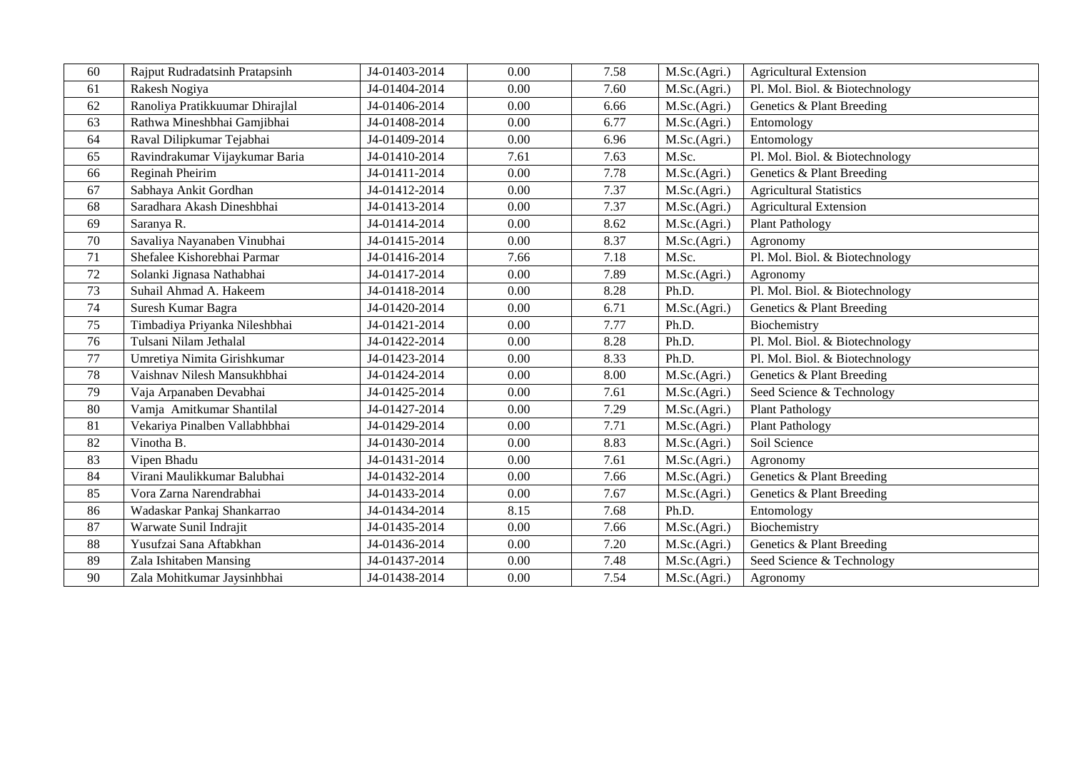| 60 | Rajput Rudradatsinh Pratapsinh | J4-01403-2014 | 0.00 | 7.58 | M.Sc.(Agri.) | Agricultural Extension |
|---|---|---|---|---|---|---|
| 61 | Rakesh Nogiya | J4-01404-2014 | 0.00 | 7.60 | M.Sc.(Agri.) | Pl. Mol. Biol. & Biotechnology |
| 62 | Ranoliya Pratikkuumar Dhirajlal | J4-01406-2014 | 0.00 | 6.66 | M.Sc.(Agri.) | Genetics & Plant Breeding |
| 63 | Rathwa Mineshbhai Gamjibhai | J4-01408-2014 | 0.00 | 6.77 | M.Sc.(Agri.) | Entomology |
| 64 | Raval Dilipkumar Tejabhai | J4-01409-2014 | 0.00 | 6.96 | M.Sc.(Agri.) | Entomology |
| 65 | Ravindrakumar Vijaykumar Baria | J4-01410-2014 | 7.61 | 7.63 | M.Sc. | Pl. Mol. Biol. & Biotechnology |
| 66 | Reginah Pheirim | J4-01411-2014 | 0.00 | 7.78 | M.Sc.(Agri.) | Genetics & Plant Breeding |
| 67 | Sabhaya Ankit Gordhan | J4-01412-2014 | 0.00 | 7.37 | M.Sc.(Agri.) | Agricultural Statistics |
| 68 | Saradhara Akash Dineshbhai | J4-01413-2014 | 0.00 | 7.37 | M.Sc.(Agri.) | Agricultural Extension |
| 69 | Saranya R. | J4-01414-2014 | 0.00 | 8.62 | M.Sc.(Agri.) | Plant Pathology |
| 70 | Savaliya Nayanaben Vinubhai | J4-01415-2014 | 0.00 | 8.37 | M.Sc.(Agri.) | Agronomy |
| 71 | Shefalee Kishorebhai Parmar | J4-01416-2014 | 7.66 | 7.18 | M.Sc. | Pl. Mol. Biol. & Biotechnology |
| 72 | Solanki Jignasa Nathabhai | J4-01417-2014 | 0.00 | 7.89 | M.Sc.(Agri.) | Agronomy |
| 73 | Suhail Ahmad A. Hakeem | J4-01418-2014 | 0.00 | 8.28 | Ph.D. | Pl. Mol. Biol. & Biotechnology |
| 74 | Suresh Kumar Bagra | J4-01420-2014 | 0.00 | 6.71 | M.Sc.(Agri.) | Genetics & Plant Breeding |
| 75 | Timbadiya Priyanka Nileshbhai | J4-01421-2014 | 0.00 | 7.77 | Ph.D. | Biochemistry |
| 76 | Tulsani Nilam Jethalal | J4-01422-2014 | 0.00 | 8.28 | Ph.D. | Pl. Mol. Biol. & Biotechnology |
| 77 | Umretiya Nimita Girishkumar | J4-01423-2014 | 0.00 | 8.33 | Ph.D. | Pl. Mol. Biol. & Biotechnology |
| 78 | Vaishnav Nilesh Mansukhbhai | J4-01424-2014 | 0.00 | 8.00 | M.Sc.(Agri.) | Genetics & Plant Breeding |
| 79 | Vaja Arpanaben Devabhai | J4-01425-2014 | 0.00 | 7.61 | M.Sc.(Agri.) | Seed Science & Technology |
| 80 | Vamja Amitkumar Shantilal | J4-01427-2014 | 0.00 | 7.29 | M.Sc.(Agri.) | Plant Pathology |
| 81 | Vekariya Pinalben Vallabhbhai | J4-01429-2014 | 0.00 | 7.71 | M.Sc.(Agri.) | Plant Pathology |
| 82 | Vinotha B. | J4-01430-2014 | 0.00 | 8.83 | M.Sc.(Agri.) | Soil Science |
| 83 | Vipen Bhadu | J4-01431-2014 | 0.00 | 7.61 | M.Sc.(Agri.) | Agronomy |
| 84 | Virani Maulikkumar Balubhai | J4-01432-2014 | 0.00 | 7.66 | M.Sc.(Agri.) | Genetics & Plant Breeding |
| 85 | Vora Zarna Narendrabhai | J4-01433-2014 | 0.00 | 7.67 | M.Sc.(Agri.) | Genetics & Plant Breeding |
| 86 | Wadaskar Pankaj Shankarrao | J4-01434-2014 | 8.15 | 7.68 | Ph.D. | Entomology |
| 87 | Warwate Sunil Indrajit | J4-01435-2014 | 0.00 | 7.66 | M.Sc.(Agri.) | Biochemistry |
| 88 | Yusufzai Sana Aftabkhan | J4-01436-2014 | 0.00 | 7.20 | M.Sc.(Agri.) | Genetics & Plant Breeding |
| 89 | Zala Ishitaben Mansing | J4-01437-2014 | 0.00 | 7.48 | M.Sc.(Agri.) | Seed Science & Technology |
| 90 | Zala Mohitkumar Jaysinhbhai | J4-01438-2014 | 0.00 | 7.54 | M.Sc.(Agri.) | Agronomy |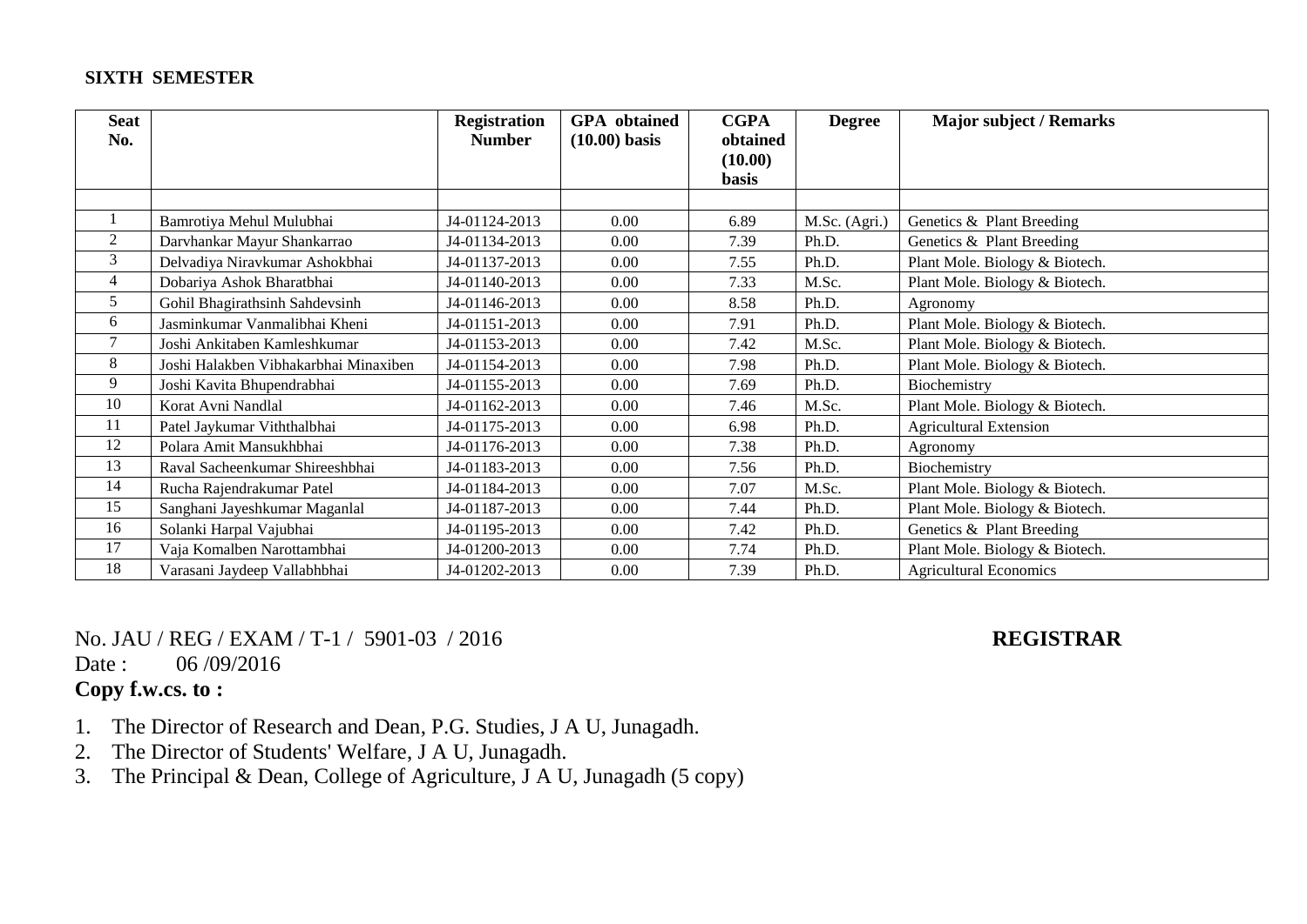**SIXTH SEMESTER**

| Seat No. | | Registration Number | GPA obtained (10.00) basis | CGPA obtained (10.00) basis | Degree | Major subject / Remarks |
|---|---|---|---|---|---|---|
| | | | | | | |
| 1 | Bamrotiya Mehul Mulubhai | J4-01124-2013 | 0.00 | 6.89 | M.Sc. (Agri.) | Genetics & Plant Breeding |
| 2 | Darvhankar Mayur Shankarrao | J4-01134-2013 | 0.00 | 7.39 | Ph.D. | Genetics & Plant Breeding |
| 3 | Delvadiya Niravkumar Ashokbhai | J4-01137-2013 | 0.00 | 7.55 | Ph.D. | Plant Mole. Biology & Biotech. |
| 4 | Dobariya Ashok Bharatbhai | J4-01140-2013 | 0.00 | 7.33 | M.Sc. | Plant Mole. Biology & Biotech. |
| 5 | Gohil Bhagirathsinh Sahdevsinh | J4-01146-2013 | 0.00 | 8.58 | Ph.D. | Agronomy |
| 6 | Jasminkumar Vanmalibhai Kheni | J4-01151-2013 | 0.00 | 7.91 | Ph.D. | Plant Mole. Biology & Biotech. |
| 7 | Joshi Ankitaben Kamleshkumar | J4-01153-2013 | 0.00 | 7.42 | M.Sc. | Plant Mole. Biology & Biotech. |
| 8 | Joshi Halakben Vibhakarbhai Minaxiben | J4-01154-2013 | 0.00 | 7.98 | Ph.D. | Plant Mole. Biology & Biotech. |
| 9 | Joshi Kavita Bhupendrabhai | J4-01155-2013 | 0.00 | 7.69 | Ph.D. | Biochemistry |
| 10 | Korat Avni Nandlal | J4-01162-2013 | 0.00 | 7.46 | M.Sc. | Plant Mole. Biology & Biotech. |
| 11 | Patel Jaykumar Viththalbhai | J4-01175-2013 | 0.00 | 6.98 | Ph.D. | Agricultural Extension |
| 12 | Polara Amit Mansukhbhai | J4-01176-2013 | 0.00 | 7.38 | Ph.D. | Agronomy |
| 13 | Raval Sacheenkumar Shireeshbhai | J4-01183-2013 | 0.00 | 7.56 | Ph.D. | Biochemistry |
| 14 | Rucha Rajendrakumar Patel | J4-01184-2013 | 0.00 | 7.07 | M.Sc. | Plant Mole. Biology & Biotech. |
| 15 | Sanghani Jayeshkumar Maganlal | J4-01187-2013 | 0.00 | 7.44 | Ph.D. | Plant Mole. Biology & Biotech. |
| 16 | Solanki Harpal Vajubhai | J4-01195-2013 | 0.00 | 7.42 | Ph.D. | Genetics & Plant Breeding |
| 17 | Vaja Komalben Narottambhai | J4-01200-2013 | 0.00 | 7.74 | Ph.D. | Plant Mole. Biology & Biotech. |
| 18 | Varasani Jaydeep Vallabhbhai | J4-01202-2013 | 0.00 | 7.39 | Ph.D. | Agricultural Economics |

No. JAU / REG / EXAM / T-1 / 5901-03 / 2016

Date : 06 /09/2016

**REGISTRAR**

**Copy f.w.cs. to :**

1. The Director of Research and Dean, P.G. Studies, J A U, Junagadh.
2. The Director of Students' Welfare, J A U, Junagadh.
3. The Principal & Dean, College of Agriculture, J A U, Junagadh (5 copy)